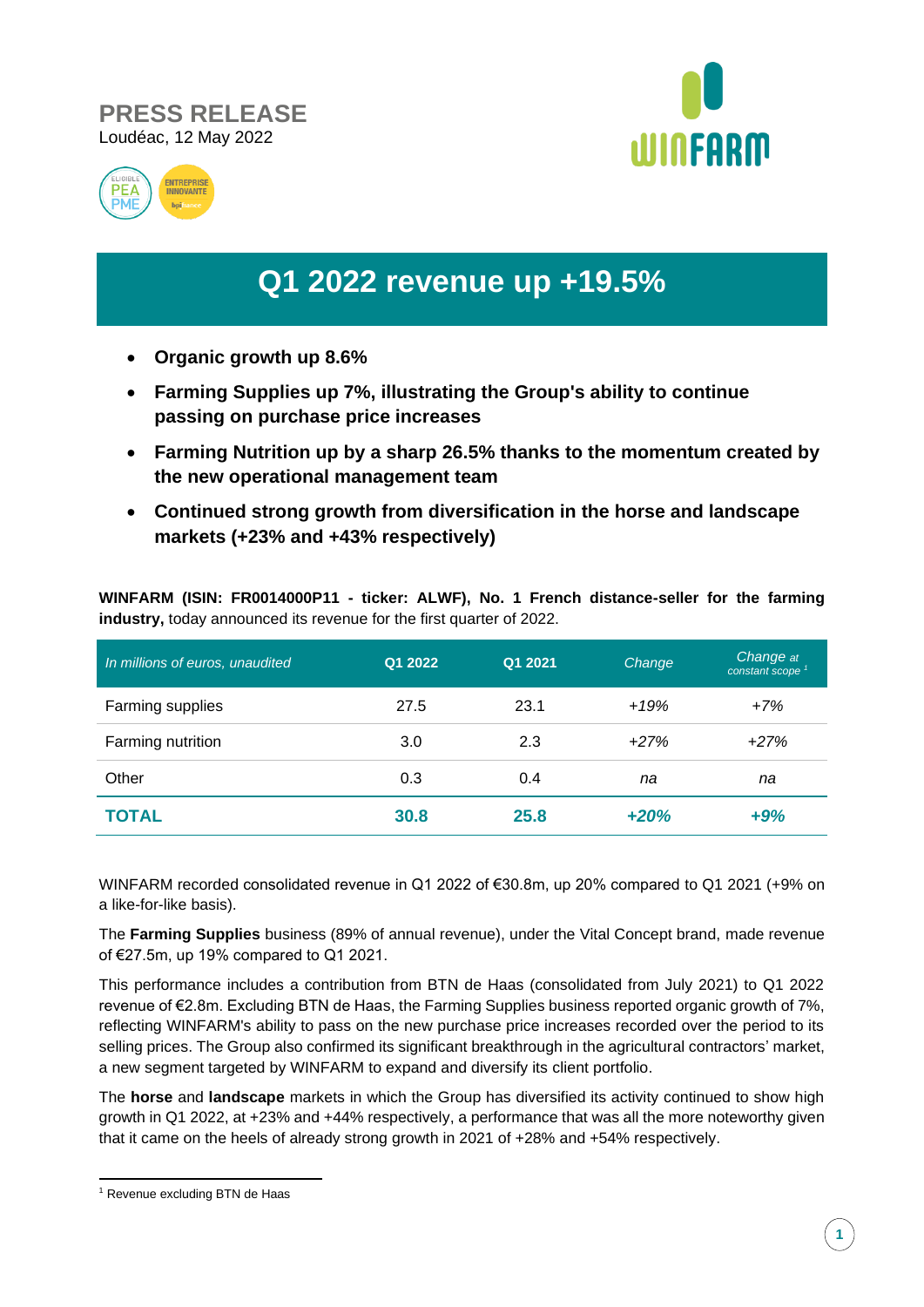# PRESS RELEASE

Loudéac, 12 May 2022

# Q1 2022 revenue up +19.5%

- **Organic growth up 8.6%**
- **Farming Supplies up 7%, illustrating the Group's ability to continue passing on purchase price increases**
- **Farming Nutrition up by a sharp 26.5% thanks to the momentum created by the new operational management team**
- **Continued strong growth from diversification in the horse and landscape markets (+23% and +43% respectively)**

**WINFARM (ISIN: FR0014000P11 - ticker: ALWF), No. 1 French distance-seller for the farming industry,** today announced its revenue for the first quarter of 2022.

| *In millions of euros, unaudited* | Q1 2022 | Q1 2021 | *Change* | *Change at constant scope* [1] |
|---|---|---|---|---|
| Farming supplies | 27.5 | 23.1 | *+19%* | *+7%* |
| Farming nutrition | 3.0 | 2.3 | *+27%* | *+27%* |
| Other | 0.3 | 0.4 | *na* | *na* |
| **TOTAL** | **30.8** | **25.8** | ***+20%*** | ***+9%*** |

WINFARM recorded consolidated revenue in Q1 2022 of €30.8m, up 20% compared to Q1 2021 (+9% on a like-for-like basis).

The **Farming Supplies** business (89% of annual revenue), under the Vital Concept brand, made revenue of €27.5m, up 19% compared to Q1 2021.

This performance includes a contribution from BTN de Haas (consolidated from July 2021) to Q1 2022 revenue of €2.8m. Excluding BTN de Haas, the Farming Supplies business reported organic growth of 7%, reflecting WINFARM's ability to pass on the new purchase price increases recorded over the period to its selling prices. The Group also confirmed its significant breakthrough in the agricultural contractors' market, a new segment targeted by WINFARM to expand and diversify its client portfolio.

The **horse** and **landscape** markets in which the Group has diversified its activity continued to show high growth in Q1 2022, at +23% and +44% respectively, a performance that was all the more noteworthy given that it came on the heels of already strong growth in 2021 of +28% and +54% respectively.

[1] Revenue excluding BTN de Haas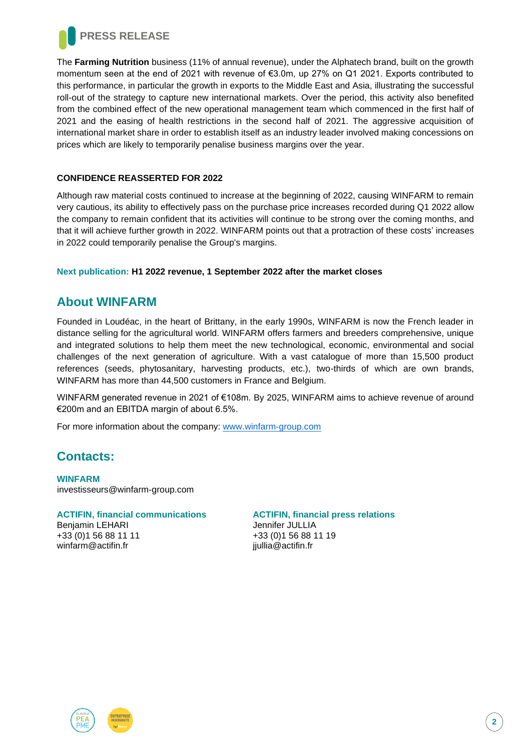The **Farming Nutrition** business (11% of annual revenue), under the Alphatech brand, built on the growth momentum seen at the end of 2021 with revenue of €3.0m, up 27% on Q1 2021. Exports contributed to this performance, in particular the growth in exports to the Middle East and Asia, illustrating the successful roll-out of the strategy to capture new international markets. Over the period, this activity also benefited from the combined effect of the new operational management team which commenced in the first half of 2021 and the easing of health restrictions in the second half of 2021. The aggressive acquisition of international market share in order to establish itself as an industry leader involved making concessions on prices which are likely to temporarily penalise business margins over the year.

**CONFIDENCE REASSERTED FOR 2022**

Although raw material costs continued to increase at the beginning of 2022, causing WINFARM to remain very cautious, its ability to effectively pass on the purchase price increases recorded during Q1 2022 allow the company to remain confident that its activities will continue to be strong over the coming months, and that it will achieve further growth in 2022. WINFARM points out that a protraction of these costs' increases in 2022 could temporarily penalise the Group's margins.

**Next publication: H1 2022 revenue, 1 September 2022 after the market closes**

## About WINFARM

Founded in Loudéac, in the heart of Brittany, in the early 1990s, WINFARM is now the French leader in distance selling for the agricultural world. WINFARM offers farmers and breeders comprehensive, unique and integrated solutions to help them meet the new technological, economic, environmental and social challenges of the next generation of agriculture. With a vast catalogue of more than 15,500 product references (seeds, phytosanitary, harvesting products, etc.), two-thirds of which are own brands, WINFARM has more than 44,500 customers in France and Belgium.

WINFARM generated revenue in 2021 of €108m. By 2025, WINFARM aims to achieve revenue of around €200m and an EBITDA margin of about 6.5%.

For more information about the company: www.winfarm-group.com

## Contacts:

**WINFARM**
investisseurs@winfarm-group.com

**ACTIFIN, financial communications**
Benjamin LEHARI
+33 (0)1 56 88 11 11
winfarm@actifin.fr

**ACTIFIN, financial press relations**
Jennifer JULLIA
+33 (0)1 56 88 11 19
jjullia@actifin.fr